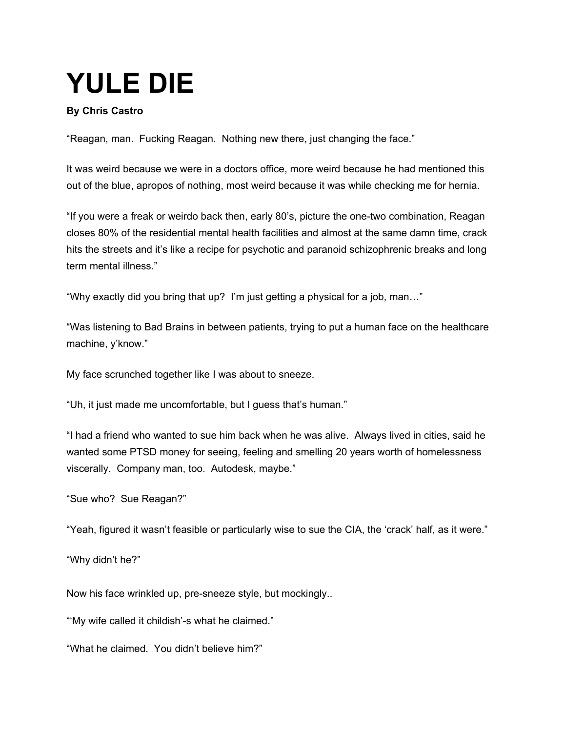# YULE DIE

**By Chris Castro**

“Reagan, man. Fucking Reagan. Nothing new there, just changing the face.”

It was weird because we were in a doctors office, more weird because he had mentioned this out of the blue, apropos of nothing, most weird because it was while checking me for hernia.

“If you were a freak or weirdo back then, early 80’s, picture the one-two combination, Reagan closes 80% of the residential mental health facilities and almost at the same damn time, crack hits the streets and it’s like a recipe for psychotic and paranoid schizophrenic breaks and long term mental illness.”

“Why exactly did you bring that up? I’m just getting a physical for a job, man…”

“Was listening to Bad Brains in between patients, trying to put a human face on the healthcare machine, y’know.”

My face scrunched together like I was about to sneeze.

“Uh, it just made me uncomfortable, but I guess that’s human.”

“I had a friend who wanted to sue him back when he was alive. Always lived in cities, said he wanted some PTSD money for seeing, feeling and smelling 20 years worth of homelessness viscerally. Company man, too. Autodesk, maybe.”

“Sue who? Sue Reagan?”

“Yeah, figured it wasn’t feasible or particularly wise to sue the CIA, the ‘crack’ half, as it were.”

“Why didn’t he?”

Now his face wrinkled up, pre-sneeze style, but mockingly..

“‘My wife called it childish’-s what he claimed.”

“What he claimed. You didn’t believe him?”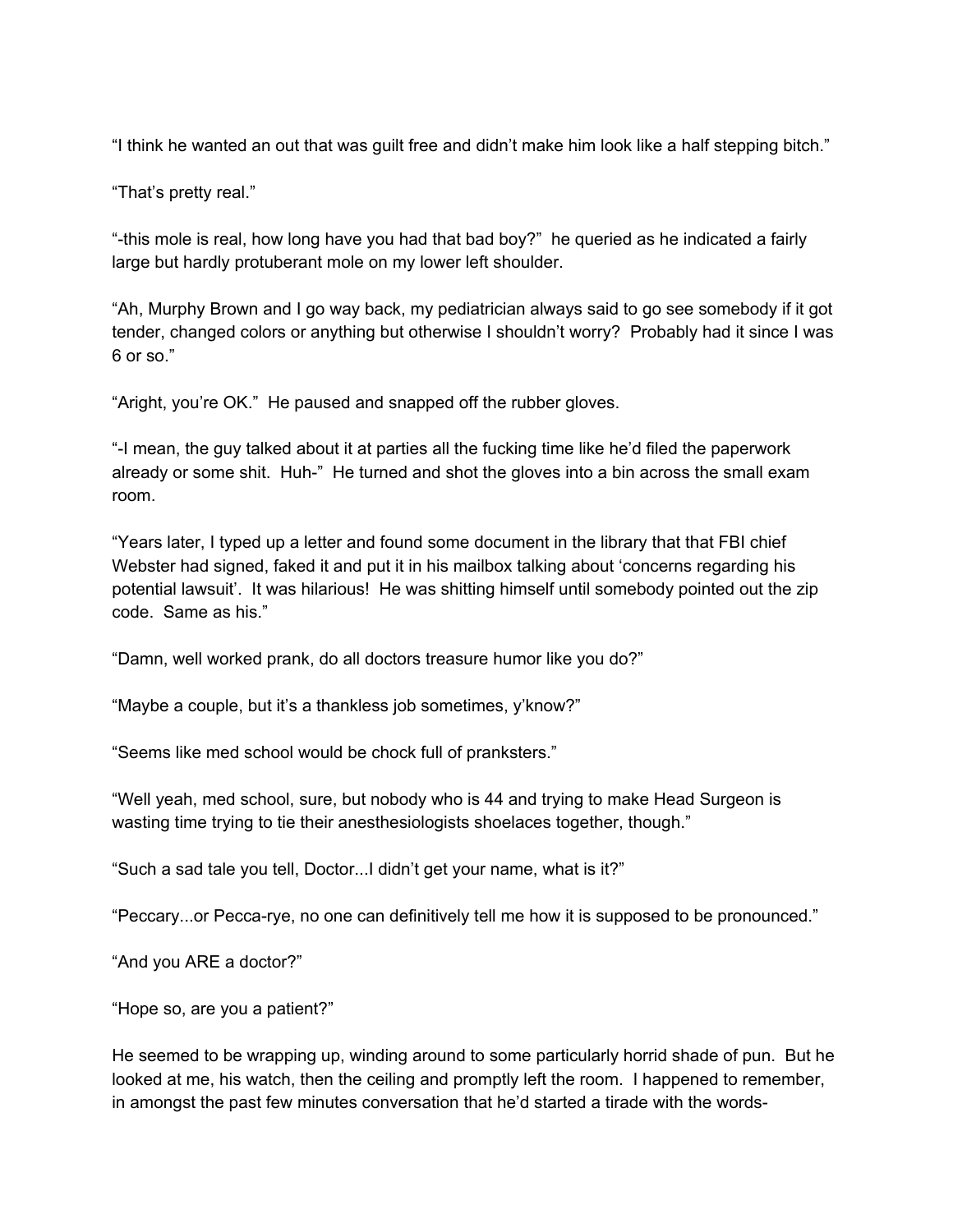"I think he wanted an out that was guilt free and didn't make him look like a half stepping bitch."

"That's pretty real."

"-this mole is real, how long have you had that bad boy?"  he queried as he indicated a fairly large but hardly protuberant mole on my lower left shoulder.

"Ah, Murphy Brown and I go way back, my pediatrician always said to go see somebody if it got tender, changed colors or anything but otherwise I shouldn't worry?  Probably had it since I was 6 or so."

"Aright, you're OK."  He paused and snapped off the rubber gloves.

"-I mean, the guy talked about it at parties all the fucking time like he'd filed the paperwork already or some shit.  Huh-"  He turned and shot the gloves into a bin across the small exam room.

"Years later, I typed up a letter and found some document in the library that that FBI chief Webster had signed, faked it and put it in his mailbox talking about 'concerns regarding his potential lawsuit'.  It was hilarious!  He was shitting himself until somebody pointed out the zip code.  Same as his."

"Damn, well worked prank, do all doctors treasure humor like you do?"

"Maybe a couple, but it's a thankless job sometimes, y'know?"

"Seems like med school would be chock full of pranksters."

"Well yeah, med school, sure, but nobody who is 44 and trying to make Head Surgeon is wasting time trying to tie their anesthesiologists shoelaces together, though."

"Such a sad tale you tell, Doctor...I didn't get your name, what is it?"

"Peccary...or Pecca-rye, no one can definitively tell me how it is supposed to be pronounced."

"And you ARE a doctor?"

"Hope so, are you a patient?"

He seemed to be wrapping up, winding around to some particularly horrid shade of pun.  But he looked at me, his watch, then the ceiling and promptly left the room.  I happened to remember, in amongst the past few minutes conversation that he'd started a tirade with the words-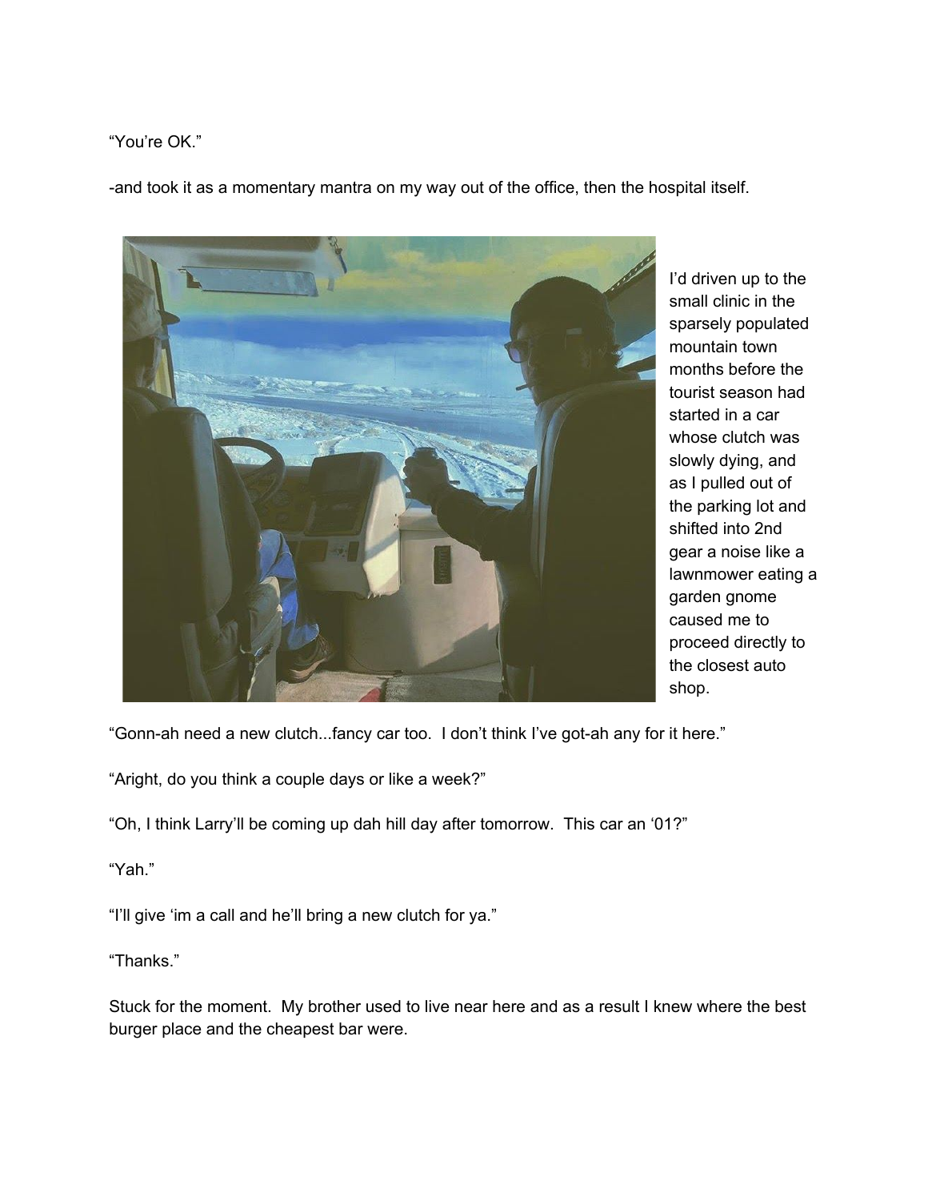"You're OK."

-and took it as a momentary mantra on my way out of the office, then the hospital itself.

I'd driven up to the small clinic in the sparsely populated mountain town months before the tourist season had started in a car whose clutch was slowly dying, and as I pulled out of the parking lot and shifted into 2nd gear a noise like a lawnmower eating a garden gnome caused me to proceed directly to the closest auto shop.

"Gonn-ah need a new clutch...fancy car too. I don't think I've got-ah any for it here."

"Aright, do you think a couple days or like a week?"

"Oh, I think Larry'll be coming up dah hill day after tomorrow. This car an '01?"

"Yah."

"I'll give 'im a call and he'll bring a new clutch for ya."

"Thanks."

Stuck for the moment. My brother used to live near here and as a result I knew where the best burger place and the cheapest bar were.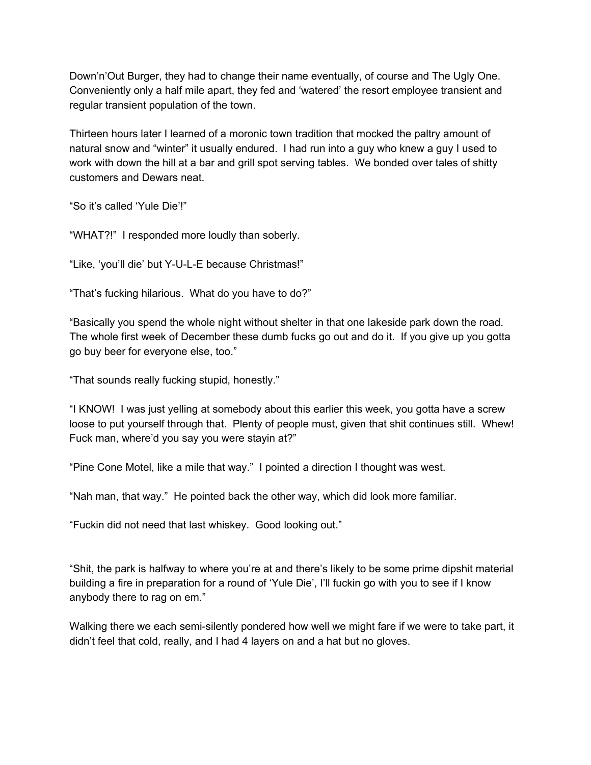Down'n'Out Burger, they had to change their name eventually, of course and The Ugly One. Conveniently only a half mile apart, they fed and 'watered' the resort employee transient and regular transient population of the town.

Thirteen hours later I learned of a moronic town tradition that mocked the paltry amount of natural snow and "winter" it usually endured. I had run into a guy who knew a guy I used to work with down the hill at a bar and grill spot serving tables. We bonded over tales of shitty customers and Dewars neat.

"So it's called 'Yule Die'!"

"WHAT?!" I responded more loudly than soberly.

"Like, 'you'll die' but Y-U-L-E because Christmas!"

"That's fucking hilarious. What do you have to do?"

"Basically you spend the whole night without shelter in that one lakeside park down the road. The whole first week of December these dumb fucks go out and do it. If you give up you gotta go buy beer for everyone else, too."

"That sounds really fucking stupid, honestly."

"I KNOW! I was just yelling at somebody about this earlier this week, you gotta have a screw loose to put yourself through that. Plenty of people must, given that shit continues still. Whew! Fuck man, where'd you say you were stayin at?"

"Pine Cone Motel, like a mile that way." I pointed a direction I thought was west.

"Nah man, that way." He pointed back the other way, which did look more familiar.

"Fuckin did not need that last whiskey. Good looking out."

"Shit, the park is halfway to where you're at and there's likely to be some prime dipshit material building a fire in preparation for a round of 'Yule Die', I'll fuckin go with you to see if I know anybody there to rag on em."

Walking there we each semi-silently pondered how well we might fare if we were to take part, it didn't feel that cold, really, and I had 4 layers on and a hat but no gloves.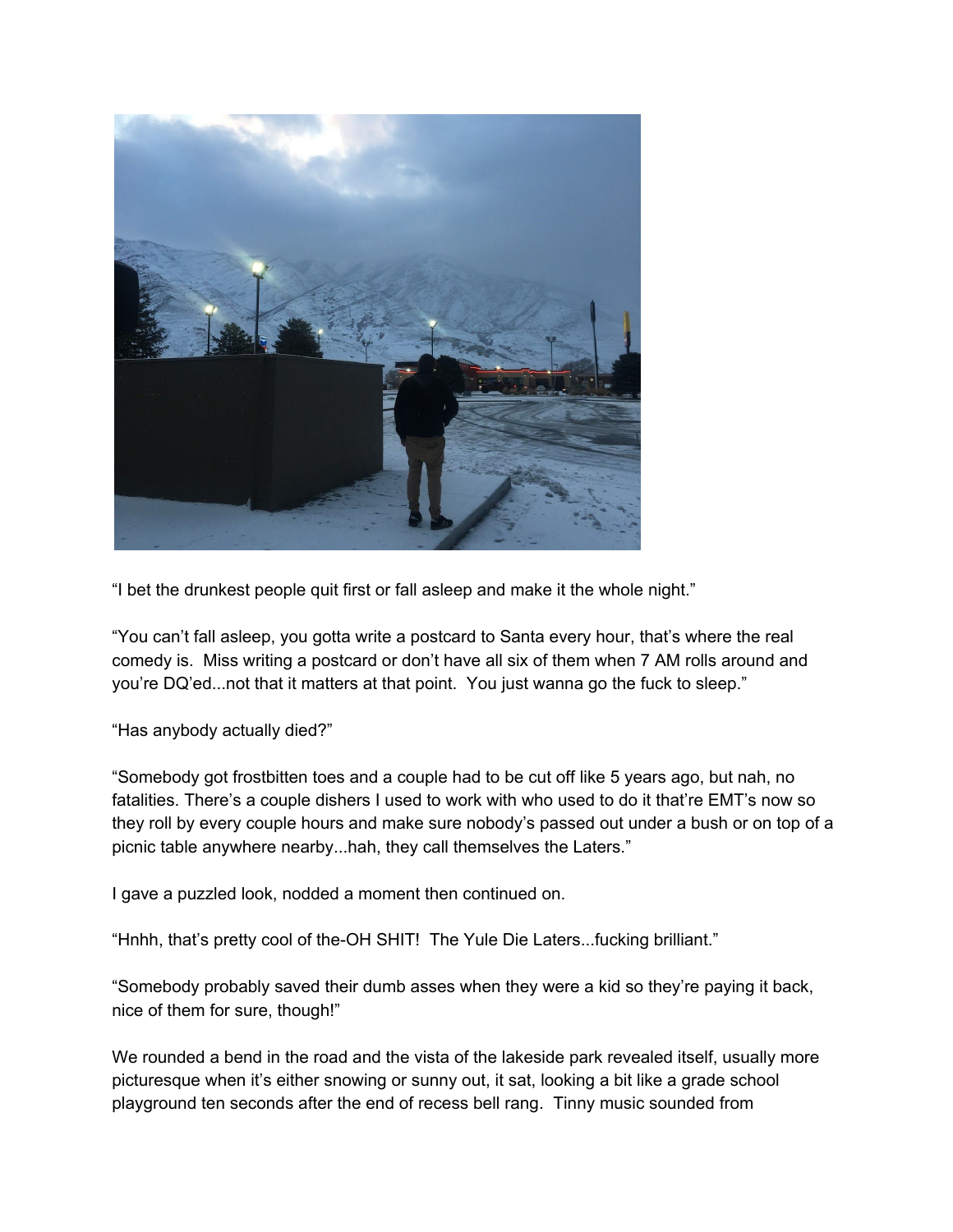“I bet the drunkest people quit first or fall asleep and make it the whole night.”

“You can’t fall asleep, you gotta write a postcard to Santa every hour, that’s where the real comedy is. Miss writing a postcard or don’t have all six of them when 7 AM rolls around and you’re DQ’ed...not that it matters at that point. You just wanna go the fuck to sleep.”

“Has anybody actually died?”

“Somebody got frostbitten toes and a couple had to be cut off like 5 years ago, but nah, no fatalities. There’s a couple dishers I used to work with who used to do it that’re EMT’s now so they roll by every couple hours and make sure nobody’s passed out under a bush or on top of a picnic table anywhere nearby...hah, they call themselves the Laters.”

I gave a puzzled look, nodded a moment then continued on.

“Hnhh, that’s pretty cool of the-OH SHIT! The Yule Die Laters...fucking brilliant.”

“Somebody probably saved their dumb asses when they were a kid so they’re paying it back, nice of them for sure, though!”

We rounded a bend in the road and the vista of the lakeside park revealed itself, usually more picturesque when it’s either snowing or sunny out, it sat, looking a bit like a grade school playground ten seconds after the end of recess bell rang. Tinny music sounded from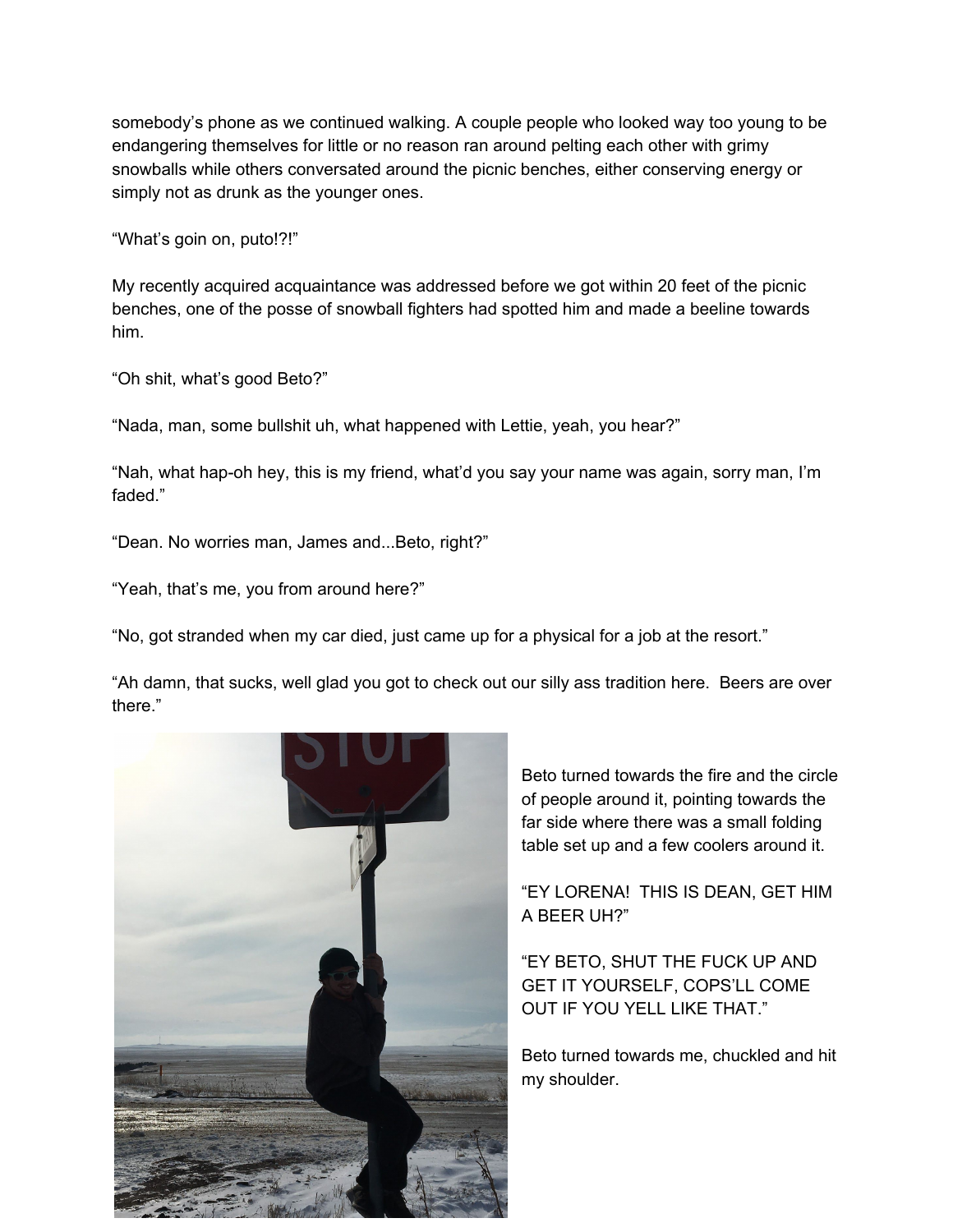somebody's phone as we continued walking. A couple people who looked way too young to be endangering themselves for little or no reason ran around pelting each other with grimy snowballs while others conversated around the picnic benches, either conserving energy or simply not as drunk as the younger ones.

"What's goin on, puto!?!"

My recently acquired acquaintance was addressed before we got within 20 feet of the picnic benches, one of the posse of snowball fighters had spotted him and made a beeline towards him.

"Oh shit, what's good Beto?"

"Nada, man, some bullshit uh, what happened with Lettie, yeah, you hear?"

"Nah, what hap-oh hey, this is my friend, what'd you say your name was again, sorry man, I'm faded."

"Dean. No worries man, James and...Beto, right?"

"Yeah, that's me, you from around here?"

"No, got stranded when my car died, just came up for a physical for a job at the resort."

"Ah damn, that sucks, well glad you got to check out our silly ass tradition here. Beers are over there."

Beto turned towards the fire and the circle of people around it, pointing towards the far side where there was a small folding table set up and a few coolers around it.

"EY LORENA! THIS IS DEAN, GET HIM A BEER UH?"

"EY BETO, SHUT THE FUCK UP AND GET IT YOURSELF, COPS'LL COME OUT IF YOU YELL LIKE THAT."

Beto turned towards me, chuckled and hit my shoulder.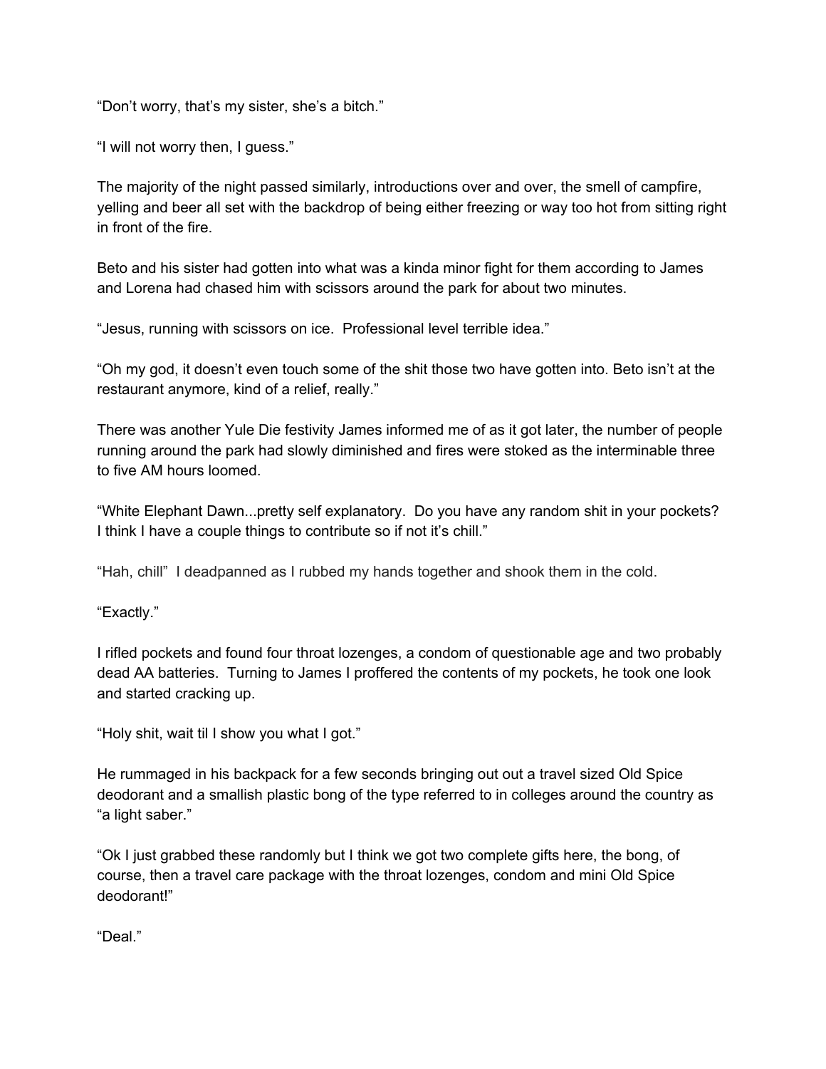"Don't worry, that's my sister, she's a bitch."

"I will not worry then, I guess."

The majority of the night passed similarly, introductions over and over, the smell of campfire, yelling and beer all set with the backdrop of being either freezing or way too hot from sitting right in front of the fire.

Beto and his sister had gotten into what was a kinda minor fight for them according to James and Lorena had chased him with scissors around the park for about two minutes.

"Jesus, running with scissors on ice.  Professional level terrible idea."

"Oh my god, it doesn't even touch some of the shit those two have gotten into. Beto isn't at the restaurant anymore, kind of a relief, really."

There was another Yule Die festivity James informed me of as it got later, the number of people running around the park had slowly diminished and fires were stoked as the interminable three to five AM hours loomed.

"White Elephant Dawn...pretty self explanatory.  Do you have any random shit in your pockets?  I think I have a couple things to contribute so if not it's chill."

"Hah, chill"  I deadpanned as I rubbed my hands together and shook them in the cold.

"Exactly."

I rifled pockets and found four throat lozenges, a condom of questionable age and two probably dead AA batteries.  Turning to James I proffered the contents of my pockets, he took one look and started cracking up.

"Holy shit, wait til I show you what I got."

He rummaged in his backpack for a few seconds bringing out out a travel sized Old Spice deodorant and a smallish plastic bong of the type referred to in colleges around the country as "a light saber."

"Ok I just grabbed these randomly but I think we got two complete gifts here, the bong, of course, then a travel care package with the throat lozenges, condom and mini Old Spice deodorant!"

"Deal."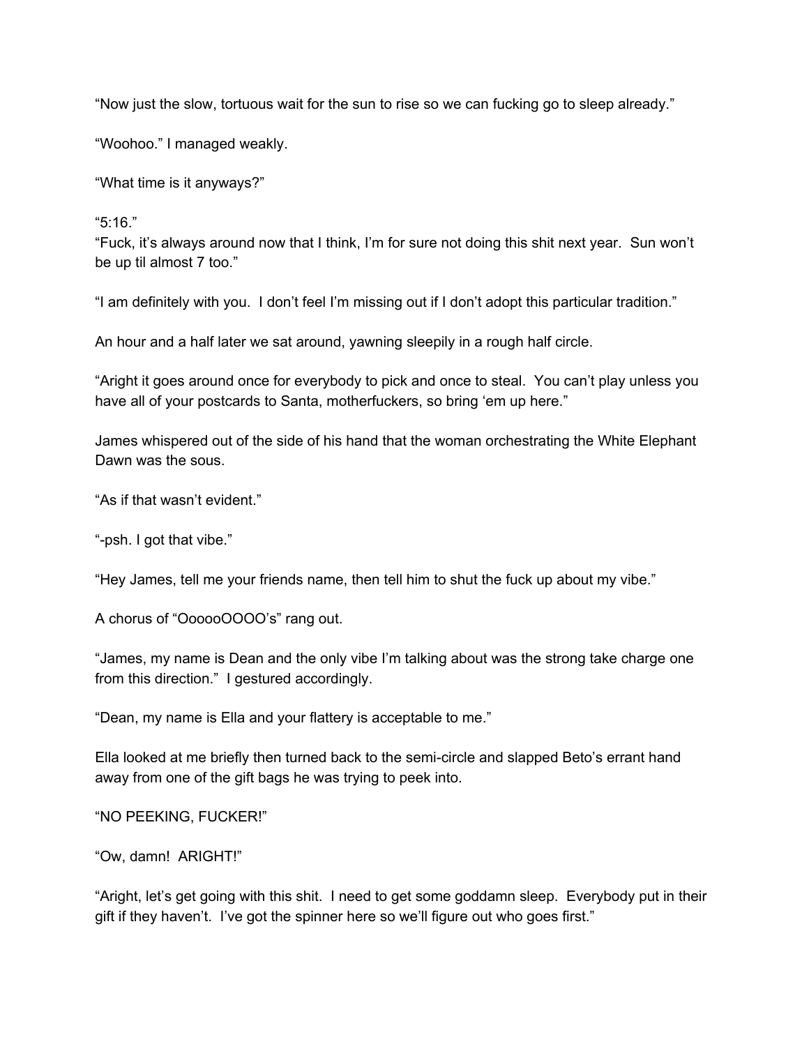"Now just the slow, tortuous wait for the sun to rise so we can fucking go to sleep already."

"Woohoo." I managed weakly.

"What time is it anyways?"

"5:16."
"Fuck, it's always around now that I think, I'm for sure not doing this shit next year. Sun won't be up til almost 7 too."

"I am definitely with you. I don't feel I'm missing out if I don't adopt this particular tradition."

An hour and a half later we sat around, yawning sleepily in a rough half circle.

"Aright it goes around once for everybody to pick and once to steal. You can't play unless you have all of your postcards to Santa, motherfuckers, so bring 'em up here."

James whispered out of the side of his hand that the woman orchestrating the White Elephant Dawn was the sous.

"As if that wasn't evident."

"-psh. I got that vibe."

"Hey James, tell me your friends name, then tell him to shut the fuck up about my vibe."

A chorus of "OooooOOOO's" rang out.

"James, my name is Dean and the only vibe I'm talking about was the strong take charge one from this direction." I gestured accordingly.

"Dean, my name is Ella and your flattery is acceptable to me."

Ella looked at me briefly then turned back to the semi-circle and slapped Beto's errant hand away from one of the gift bags he was trying to peek into.

"NO PEEKING, FUCKER!"

"Ow, damn! ARIGHT!"

"Aright, let's get going with this shit. I need to get some goddamn sleep. Everybody put in their gift if they haven't. I've got the spinner here so we'll figure out who goes first."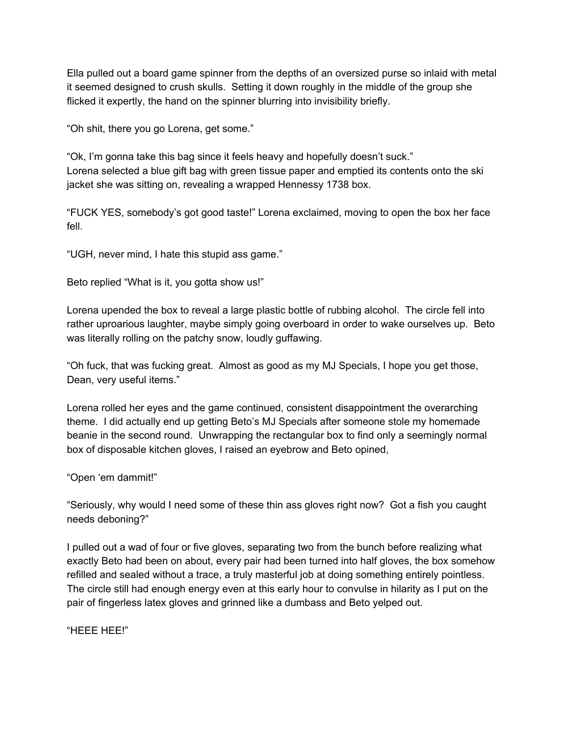Ella pulled out a board game spinner from the depths of an oversized purse so inlaid with metal it seemed designed to crush skulls. Setting it down roughly in the middle of the group she flicked it expertly, the hand on the spinner blurring into invisibility briefly.

“Oh shit, there you go Lorena, get some.”

“Ok, I’m gonna take this bag since it feels heavy and hopefully doesn’t suck.”
Lorena selected a blue gift bag with green tissue paper and emptied its contents onto the ski jacket she was sitting on, revealing a wrapped Hennessy 1738 box.

“FUCK YES, somebody’s got good taste!” Lorena exclaimed, moving to open the box her face fell.

“UGH, never mind, I hate this stupid ass game.”

Beto replied “What is it, you gotta show us!”

Lorena upended the box to reveal a large plastic bottle of rubbing alcohol. The circle fell into rather uproarious laughter, maybe simply going overboard in order to wake ourselves up. Beto was literally rolling on the patchy snow, loudly guffawing.

“Oh fuck, that was fucking great. Almost as good as my MJ Specials, I hope you get those, Dean, very useful items.”

Lorena rolled her eyes and the game continued, consistent disappointment the overarching theme. I did actually end up getting Beto’s MJ Specials after someone stole my homemade beanie in the second round. Unwrapping the rectangular box to find only a seemingly normal box of disposable kitchen gloves, I raised an eyebrow and Beto opined,

“Open ‘em dammit!”

“Seriously, why would I need some of these thin ass gloves right now? Got a fish you caught needs deboning?”

I pulled out a wad of four or five gloves, separating two from the bunch before realizing what exactly Beto had been on about, every pair had been turned into half gloves, the box somehow refilled and sealed without a trace, a truly masterful job at doing something entirely pointless. The circle still had enough energy even at this early hour to convulse in hilarity as I put on the pair of fingerless latex gloves and grinned like a dumbass and Beto yelped out.

“HEEE HEE!”